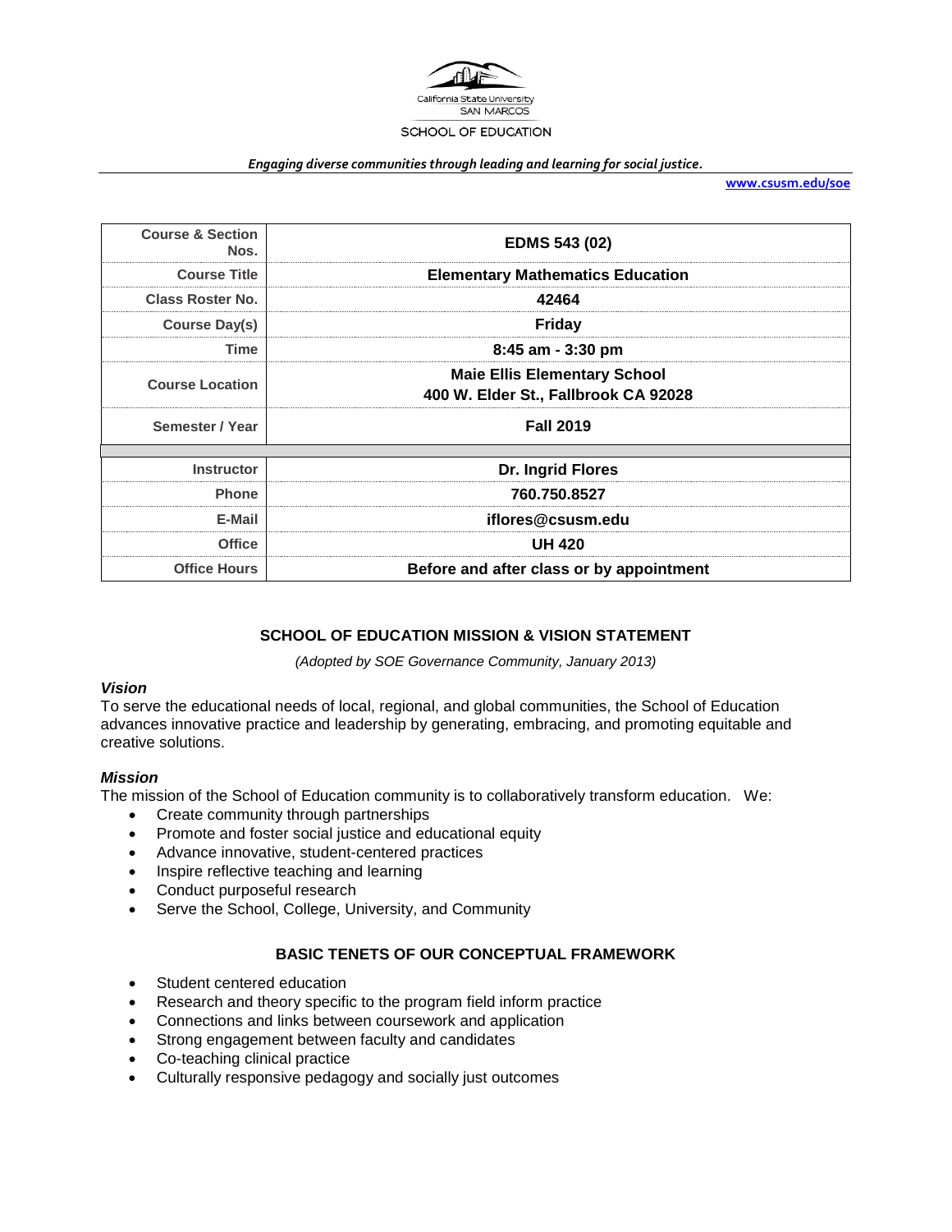California State University SAN MARCOS

SCHOOL OF EDUCATION

*Engaging diverse communities through leading and learning for social justice.*

**www.csusm.edu/soe**

| | |
|---|---|
| **Course & Section Nos.** | **EDMS 543 (02)** |
| **Course Title** | **Elementary Mathematics Education** |
| **Class Roster No.** | **42464** |
| **Course Day(s)** | **Friday** |
| **Time** | **8:45 am - 3:30 pm** |
| **Course Location** | **Maie Ellis Elementary School**<br>**400 W. Elder St., Fallbrook CA 92028** |
| **Semester / Year** | **Fall 2019** |
| | |
| **Instructor** | **Dr. Ingrid Flores** |
| **Phone** | **760.750.8527** |
| **E-Mail** | **iflores@csusm.edu** |
| **Office** | **UH 420** |
| **Office Hours** | **Before and after class or by appointment** |

## SCHOOL OF EDUCATION MISSION & VISION STATEMENT

*(Adopted by SOE Governance Community, January 2013)*

### *Vision*

To serve the educational needs of local, regional, and global communities, the School of Education advances innovative practice and leadership by generating, embracing, and promoting equitable and creative solutions.

### *Mission*

The mission of the School of Education community is to collaboratively transform education. We:

- Create community through partnerships
- Promote and foster social justice and educational equity
- Advance innovative, student-centered practices
- Inspire reflective teaching and learning
- Conduct purposeful research
- Serve the School, College, University, and Community

## BASIC TENETS OF OUR CONCEPTUAL FRAMEWORK

- Student centered education
- Research and theory specific to the program field inform practice
- Connections and links between coursework and application
- Strong engagement between faculty and candidates
- Co-teaching clinical practice
- Culturally responsive pedagogy and socially just outcomes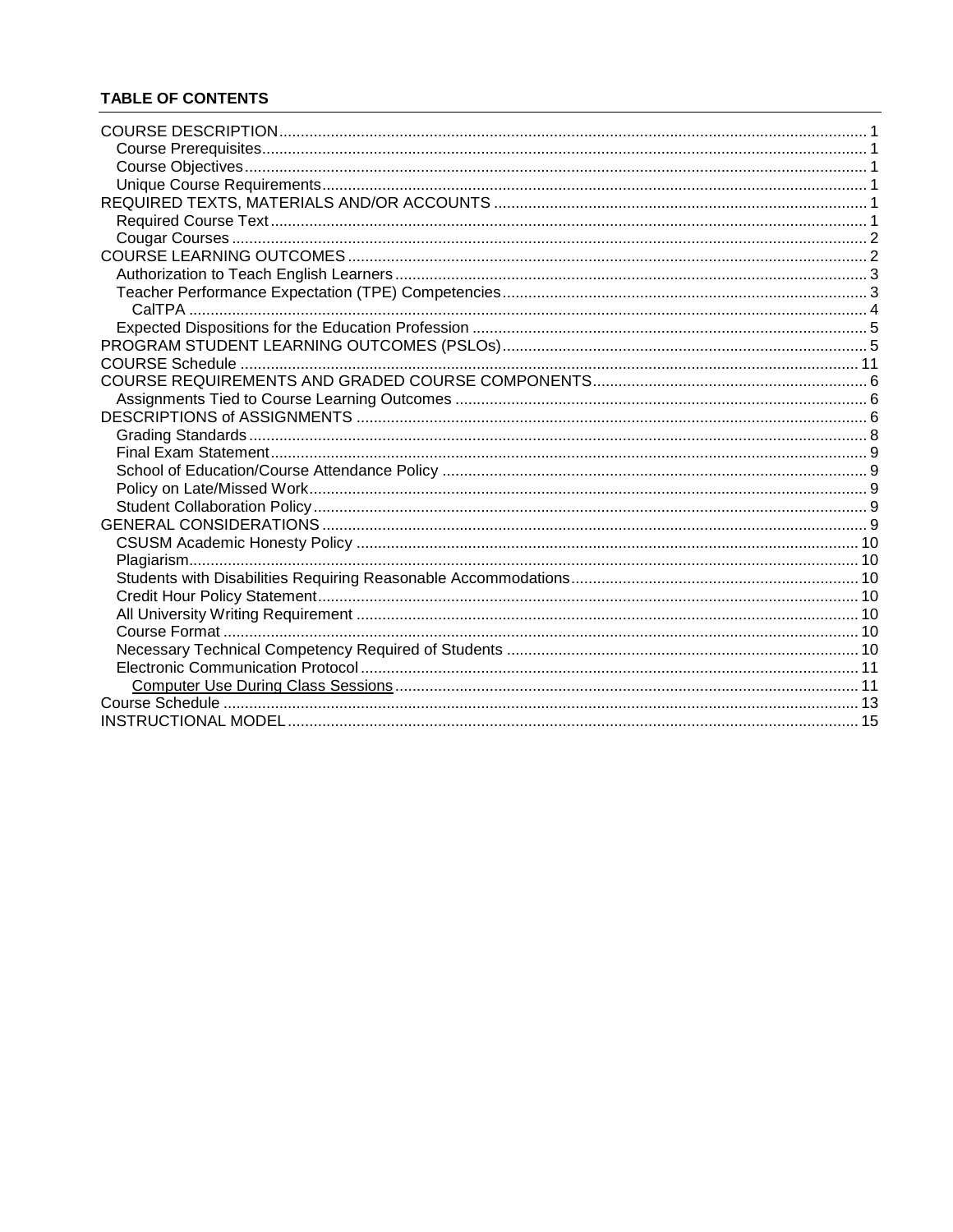**TABLE OF CONTENTS**

- COURSE DESCRIPTION ........ 1
  - Course Prerequisites ........ 1
  - Course Objectives ........ 1
  - Unique Course Requirements ........ 1
- REQUIRED TEXTS, MATERIALS AND/OR ACCOUNTS ........ 1
  - Required Course Text ........ 1
  - Cougar Courses ........ 2
- COURSE LEARNING OUTCOMES ........ 2
  - Authorization to Teach English Learners ........ 3
  - Teacher Performance Expectation (TPE) Competencies ........ 3
    - CalTPA ........ 4
  - Expected Dispositions for the Education Profession ........ 5
- PROGRAM STUDENT LEARNING OUTCOMES (PSLOs) ........ 5
- COURSE Schedule ........ 11
- COURSE REQUIREMENTS AND GRADED COURSE COMPONENTS ........ 6
  - Assignments Tied to Course Learning Outcomes ........ 6
- DESCRIPTIONS of ASSIGNMENTS ........ 6
  - Grading Standards ........ 8
  - Final Exam Statement ........ 9
  - School of Education/Course Attendance Policy ........ 9
  - Policy on Late/Missed Work ........ 9
  - Student Collaboration Policy ........ 9
- GENERAL CONSIDERATIONS ........ 9
  - CSUSM Academic Honesty Policy ........ 10
  - Plagiarism ........ 10
  - Students with Disabilities Requiring Reasonable Accommodations ........ 10
  - Credit Hour Policy Statement ........ 10
  - All University Writing Requirement ........ 10
  - Course Format ........ 10
  - Necessary Technical Competency Required of Students ........ 10
  - Electronic Communication Protocol ........ 11
    - Computer Use During Class Sessions ........ 11
- Course Schedule ........ 13
- INSTRUCTIONAL MODEL ........ 15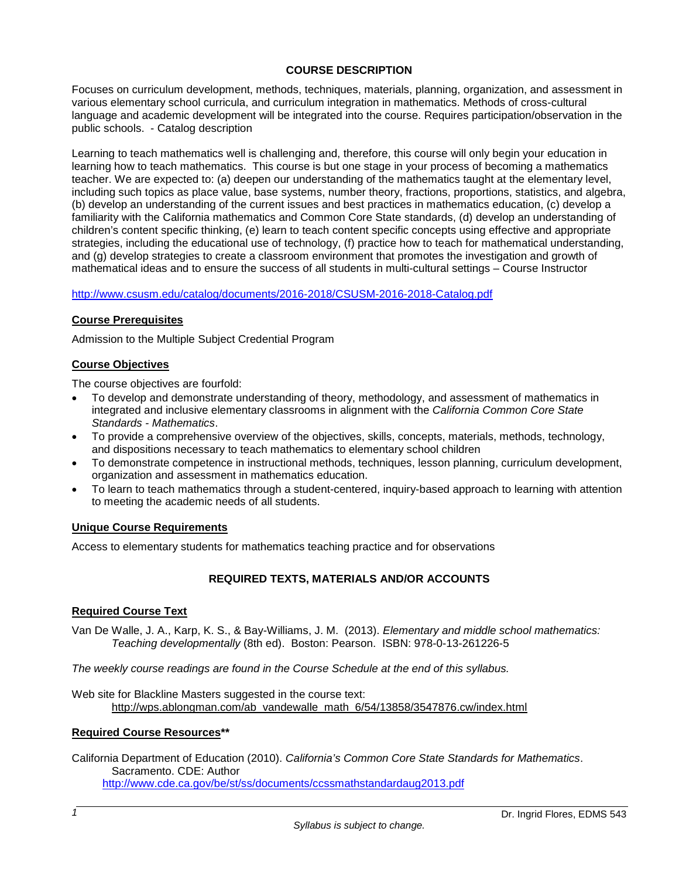## COURSE DESCRIPTION

Focuses on curriculum development, methods, techniques, materials, planning, organization, and assessment in various elementary school curricula, and curriculum integration in mathematics. Methods of cross-cultural language and academic development will be integrated into the course. Requires participation/observation in the public schools. - Catalog description

Learning to teach mathematics well is challenging and, therefore, this course will only begin your education in learning how to teach mathematics. This course is but one stage in your process of becoming a mathematics teacher. We are expected to: (a) deepen our understanding of the mathematics taught at the elementary level, including such topics as place value, base systems, number theory, fractions, proportions, statistics, and algebra, (b) develop an understanding of the current issues and best practices in mathematics education, (c) develop a familiarity with the California mathematics and Common Core State standards, (d) develop an understanding of children's content specific thinking, (e) learn to teach content specific concepts using effective and appropriate strategies, including the educational use of technology, (f) practice how to teach for mathematical understanding, and (g) develop strategies to create a classroom environment that promotes the investigation and growth of mathematical ideas and to ensure the success of all students in multi-cultural settings – Course Instructor

http://www.csusm.edu/catalog/documents/2016-2018/CSUSM-2016-2018-Catalog.pdf

### Course Prerequisites

Admission to the Multiple Subject Credential Program

### Course Objectives

The course objectives are fourfold:

- To develop and demonstrate understanding of theory, methodology, and assessment of mathematics in integrated and inclusive elementary classrooms in alignment with the *California Common Core State Standards - Mathematics*.
- To provide a comprehensive overview of the objectives, skills, concepts, materials, methods, technology, and dispositions necessary to teach mathematics to elementary school children
- To demonstrate competence in instructional methods, techniques, lesson planning, curriculum development, organization and assessment in mathematics education.
- To learn to teach mathematics through a student-centered, inquiry-based approach to learning with attention to meeting the academic needs of all students.

### Unique Course Requirements

Access to elementary students for mathematics teaching practice and for observations

## REQUIRED TEXTS, MATERIALS AND/OR ACCOUNTS

### Required Course Text

Van De Walle, J. A., Karp, K. S., & Bay-Williams, J. M. (2013). *Elementary and middle school mathematics: Teaching developmentally* (8th ed). Boston: Pearson. ISBN: 978-0-13-261226-5

*The weekly course readings are found in the Course Schedule at the end of this syllabus.*

Web site for Blackline Masters suggested in the course text:
http://wps.ablongman.com/ab_vandewalle_math_6/54/13858/3547876.cw/index.html

### Required Course Resources**

California Department of Education (2010). *California's Common Core State Standards for Mathematics*. Sacramento. CDE: Author
http://www.cde.ca.gov/be/st/ss/documents/ccssmathstandardaug2013.pdf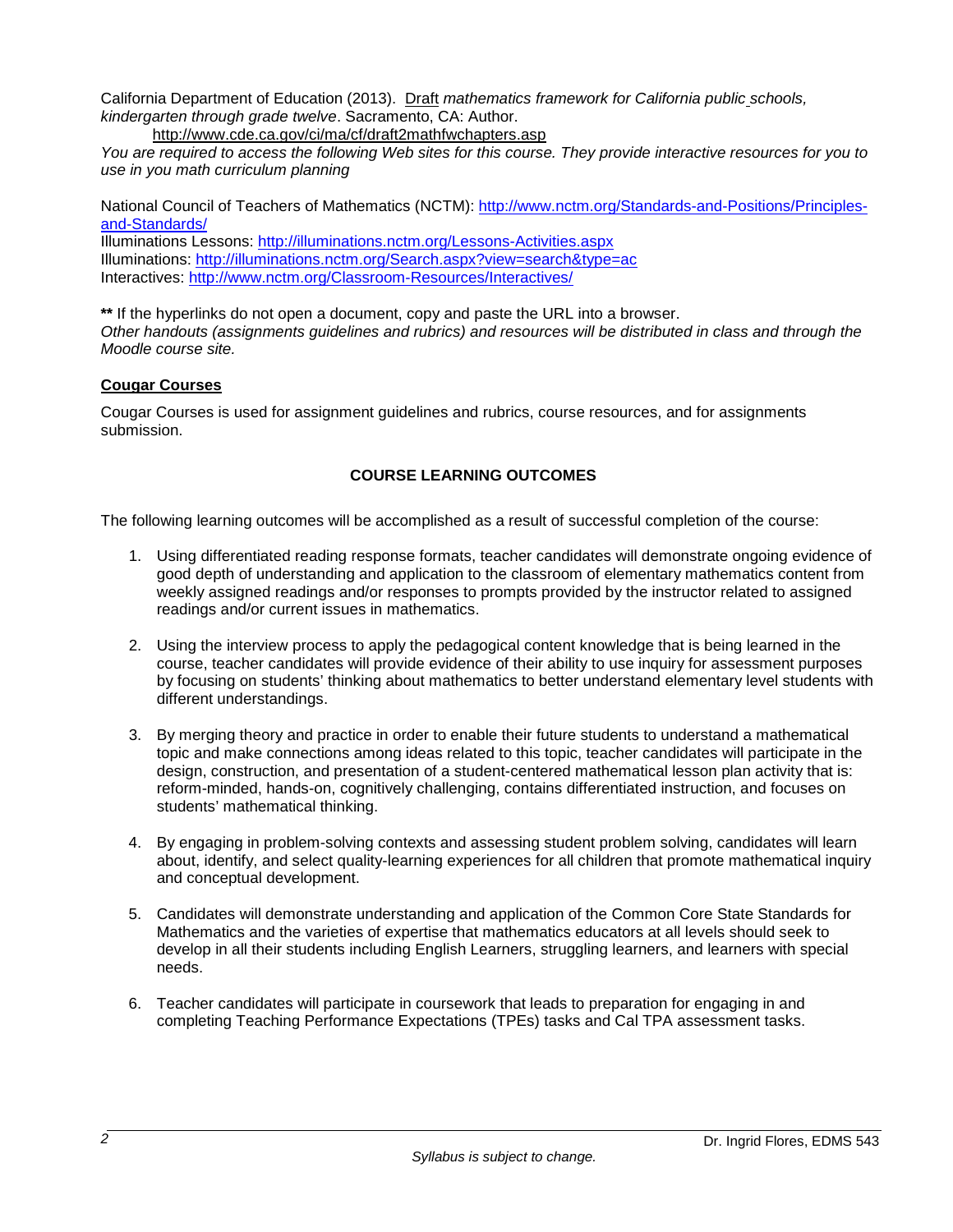California Department of Education (2013). Draft *mathematics framework for California public schools, kindergarten through grade twelve*. Sacramento, CA: Author.
http://www.cde.ca.gov/ci/ma/cf/draft2mathfwchapters.asp

*You are required to access the following Web sites for this course. They provide interactive resources for you to use in you math curriculum planning*

National Council of Teachers of Mathematics (NCTM): http://www.nctm.org/Standards-and-Positions/Principles-and-Standards/
Illuminations Lessons: http://illuminations.nctm.org/Lessons-Activities.aspx
Illuminations: http://illuminations.nctm.org/Search.aspx?view=search&type=ac
Interactives: http://www.nctm.org/Classroom-Resources/Interactives/

**\*\*** If the hyperlinks do not open a document, copy and paste the URL into a browser.
*Other handouts (assignments guidelines and rubrics) and resources will be distributed in class and through the Moodle course site.*

**Cougar Courses**

Cougar Courses is used for assignment guidelines and rubrics, course resources, and for assignments submission.

## COURSE LEARNING OUTCOMES

The following learning outcomes will be accomplished as a result of successful completion of the course:

1. Using differentiated reading response formats, teacher candidates will demonstrate ongoing evidence of good depth of understanding and application to the classroom of elementary mathematics content from weekly assigned readings and/or responses to prompts provided by the instructor related to assigned readings and/or current issues in mathematics.

2. Using the interview process to apply the pedagogical content knowledge that is being learned in the course, teacher candidates will provide evidence of their ability to use inquiry for assessment purposes by focusing on students' thinking about mathematics to better understand elementary level students with different understandings.

3. By merging theory and practice in order to enable their future students to understand a mathematical topic and make connections among ideas related to this topic, teacher candidates will participate in the design, construction, and presentation of a student-centered mathematical lesson plan activity that is: reform-minded, hands-on, cognitively challenging, contains differentiated instruction, and focuses on students' mathematical thinking.

4. By engaging in problem-solving contexts and assessing student problem solving, candidates will learn about, identify, and select quality-learning experiences for all children that promote mathematical inquiry and conceptual development.

5. Candidates will demonstrate understanding and application of the Common Core State Standards for Mathematics and the varieties of expertise that mathematics educators at all levels should seek to develop in all their students including English Learners, struggling learners, and learners with special needs.

6. Teacher candidates will participate in coursework that leads to preparation for engaging in and completing Teaching Performance Expectations (TPEs) tasks and Cal TPA assessment tasks.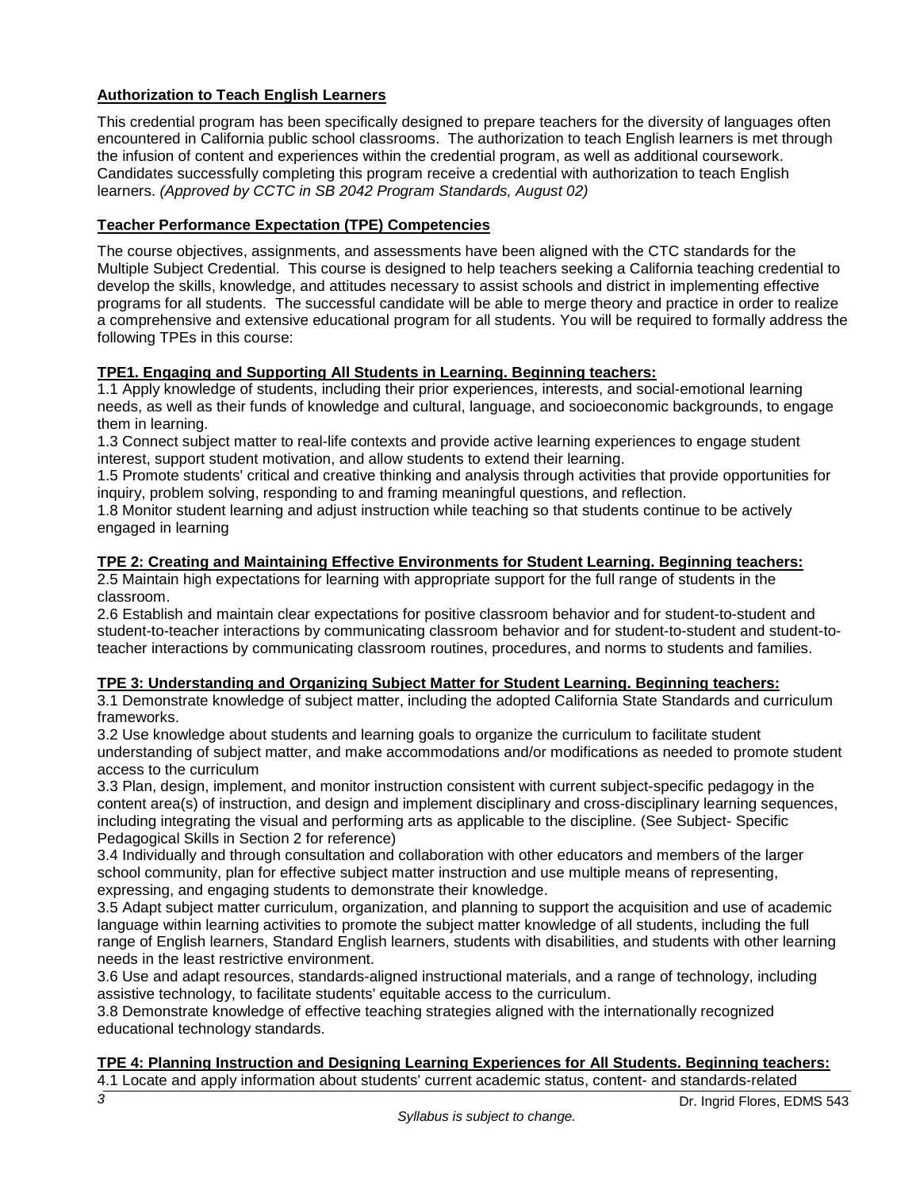**Authorization to Teach English Learners**

This credential program has been specifically designed to prepare teachers for the diversity of languages often encountered in California public school classrooms. The authorization to teach English learners is met through the infusion of content and experiences within the credential program, as well as additional coursework. Candidates successfully completing this program receive a credential with authorization to teach English learners. *(Approved by CCTC in SB 2042 Program Standards, August 02)*

**Teacher Performance Expectation (TPE) Competencies**

The course objectives, assignments, and assessments have been aligned with the CTC standards for the Multiple Subject Credential. This course is designed to help teachers seeking a California teaching credential to develop the skills, knowledge, and attitudes necessary to assist schools and district in implementing effective programs for all students. The successful candidate will be able to merge theory and practice in order to realize a comprehensive and extensive educational program for all students. You will be required to formally address the following TPEs in this course:

**TPE1. Engaging and Supporting All Students in Learning. Beginning teachers:**

1.1 Apply knowledge of students, including their prior experiences, interests, and social-emotional learning needs, as well as their funds of knowledge and cultural, language, and socioeconomic backgrounds, to engage them in learning.

1.3 Connect subject matter to real-life contexts and provide active learning experiences to engage student interest, support student motivation, and allow students to extend their learning.

1.5 Promote students' critical and creative thinking and analysis through activities that provide opportunities for inquiry, problem solving, responding to and framing meaningful questions, and reflection.

1.8 Monitor student learning and adjust instruction while teaching so that students continue to be actively engaged in learning

**TPE 2: Creating and Maintaining Effective Environments for Student Learning. Beginning teachers:**

2.5 Maintain high expectations for learning with appropriate support for the full range of students in the classroom.

2.6 Establish and maintain clear expectations for positive classroom behavior and for student-to-student and student-to-teacher interactions by communicating classroom behavior and for student-to-student and student-to-teacher interactions by communicating classroom routines, procedures, and norms to students and families.

**TPE 3: Understanding and Organizing Subject Matter for Student Learning. Beginning teachers:**

3.1 Demonstrate knowledge of subject matter, including the adopted California State Standards and curriculum frameworks.

3.2 Use knowledge about students and learning goals to organize the curriculum to facilitate student understanding of subject matter, and make accommodations and/or modifications as needed to promote student access to the curriculum

3.3 Plan, design, implement, and monitor instruction consistent with current subject-specific pedagogy in the content area(s) of instruction, and design and implement disciplinary and cross-disciplinary learning sequences, including integrating the visual and performing arts as applicable to the discipline. (See Subject- Specific Pedagogical Skills in Section 2 for reference)

3.4 Individually and through consultation and collaboration with other educators and members of the larger school community, plan for effective subject matter instruction and use multiple means of representing, expressing, and engaging students to demonstrate their knowledge.

3.5 Adapt subject matter curriculum, organization, and planning to support the acquisition and use of academic language within learning activities to promote the subject matter knowledge of all students, including the full range of English learners, Standard English learners, students with disabilities, and students with other learning needs in the least restrictive environment.

3.6 Use and adapt resources, standards-aligned instructional materials, and a range of technology, including assistive technology, to facilitate students' equitable access to the curriculum.

3.8 Demonstrate knowledge of effective teaching strategies aligned with the internationally recognized educational technology standards.

**TPE 4: Planning Instruction and Designing Learning Experiences for All Students. Beginning teachers:**

4.1 Locate and apply information about students' current academic status, content- and standards-related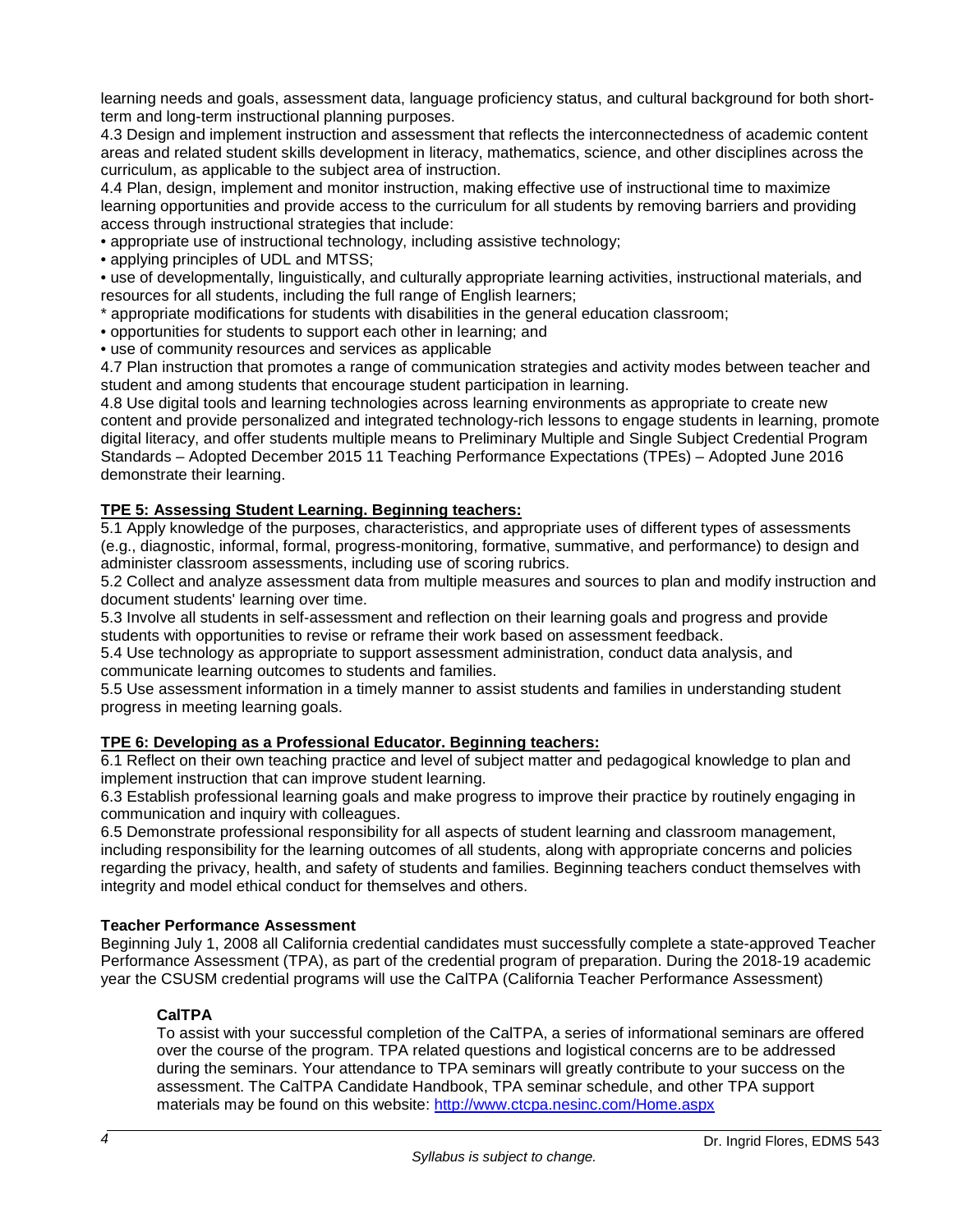learning needs and goals, assessment data, language proficiency status, and cultural background for both short-term and long-term instructional planning purposes.

4.3 Design and implement instruction and assessment that reflects the interconnectedness of academic content areas and related student skills development in literacy, mathematics, science, and other disciplines across the curriculum, as applicable to the subject area of instruction.

4.4 Plan, design, implement and monitor instruction, making effective use of instructional time to maximize learning opportunities and provide access to the curriculum for all students by removing barriers and providing access through instructional strategies that include:

- appropriate use of instructional technology, including assistive technology;
- applying principles of UDL and MTSS;
- use of developmentally, linguistically, and culturally appropriate learning activities, instructional materials, and resources for all students, including the full range of English learners;
- appropriate modifications for students with disabilities in the general education classroom;
- opportunities for students to support each other in learning; and
- use of community resources and services as applicable

4.7 Plan instruction that promotes a range of communication strategies and activity modes between teacher and student and among students that encourage student participation in learning.

4.8 Use digital tools and learning technologies across learning environments as appropriate to create new content and provide personalized and integrated technology-rich lessons to engage students in learning, promote digital literacy, and offer students multiple means to Preliminary Multiple and Single Subject Credential Program Standards – Adopted December 2015 11 Teaching Performance Expectations (TPEs) – Adopted June 2016 demonstrate their learning.

**TPE 5: Assessing Student Learning. Beginning teachers:**

5.1 Apply knowledge of the purposes, characteristics, and appropriate uses of different types of assessments (e.g., diagnostic, informal, formal, progress-monitoring, formative, summative, and performance) to design and administer classroom assessments, including use of scoring rubrics.

5.2 Collect and analyze assessment data from multiple measures and sources to plan and modify instruction and document students' learning over time.

5.3 Involve all students in self-assessment and reflection on their learning goals and progress and provide students with opportunities to revise or reframe their work based on assessment feedback.

5.4 Use technology as appropriate to support assessment administration, conduct data analysis, and communicate learning outcomes to students and families.

5.5 Use assessment information in a timely manner to assist students and families in understanding student progress in meeting learning goals.

**TPE 6: Developing as a Professional Educator. Beginning teachers:**

6.1 Reflect on their own teaching practice and level of subject matter and pedagogical knowledge to plan and implement instruction that can improve student learning.

6.3 Establish professional learning goals and make progress to improve their practice by routinely engaging in communication and inquiry with colleagues.

6.5 Demonstrate professional responsibility for all aspects of student learning and classroom management, including responsibility for the learning outcomes of all students, along with appropriate concerns and policies regarding the privacy, health, and safety of students and families. Beginning teachers conduct themselves with integrity and model ethical conduct for themselves and others.

### Teacher Performance Assessment

Beginning July 1, 2008 all California credential candidates must successfully complete a state-approved Teacher Performance Assessment (TPA), as part of the credential program of preparation. During the 2018-19 academic year the CSUSM credential programs will use the CalTPA (California Teacher Performance Assessment)

#### CalTPA

To assist with your successful completion of the CalTPA, a series of informational seminars are offered over the course of the program. TPA related questions and logistical concerns are to be addressed during the seminars. Your attendance to TPA seminars will greatly contribute to your success on the assessment. The CalTPA Candidate Handbook, TPA seminar schedule, and other TPA support materials may be found on this website: http://www.ctcpa.nesinc.com/Home.aspx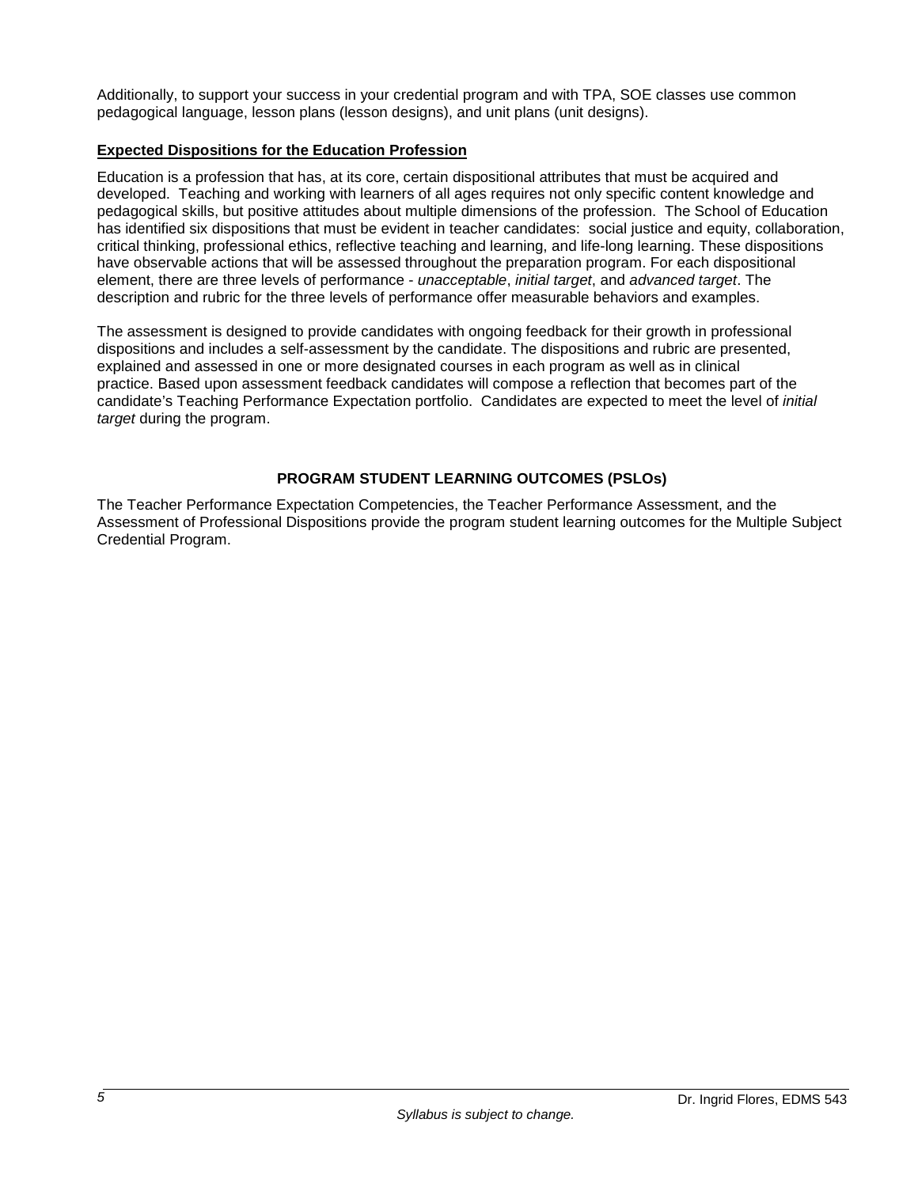Additionally, to support your success in your credential program and with TPA, SOE classes use common pedagogical language, lesson plans (lesson designs), and unit plans (unit designs).

**Expected Dispositions for the Education Profession**

Education is a profession that has, at its core, certain dispositional attributes that must be acquired and developed. Teaching and working with learners of all ages requires not only specific content knowledge and pedagogical skills, but positive attitudes about multiple dimensions of the profession. The School of Education has identified six dispositions that must be evident in teacher candidates: social justice and equity, collaboration, critical thinking, professional ethics, reflective teaching and learning, and life-long learning. These dispositions have observable actions that will be assessed throughout the preparation program. For each dispositional element, there are three levels of performance - *unacceptable*, *initial target*, and *advanced target*. The description and rubric for the three levels of performance offer measurable behaviors and examples.

The assessment is designed to provide candidates with ongoing feedback for their growth in professional dispositions and includes a self-assessment by the candidate. The dispositions and rubric are presented, explained and assessed in one or more designated courses in each program as well as in clinical practice. Based upon assessment feedback candidates will compose a reflection that becomes part of the candidate's Teaching Performance Expectation portfolio. Candidates are expected to meet the level of *initial target* during the program.

## PROGRAM STUDENT LEARNING OUTCOMES (PSLOs)

The Teacher Performance Expectation Competencies, the Teacher Performance Assessment, and the Assessment of Professional Dispositions provide the program student learning outcomes for the Multiple Subject Credential Program.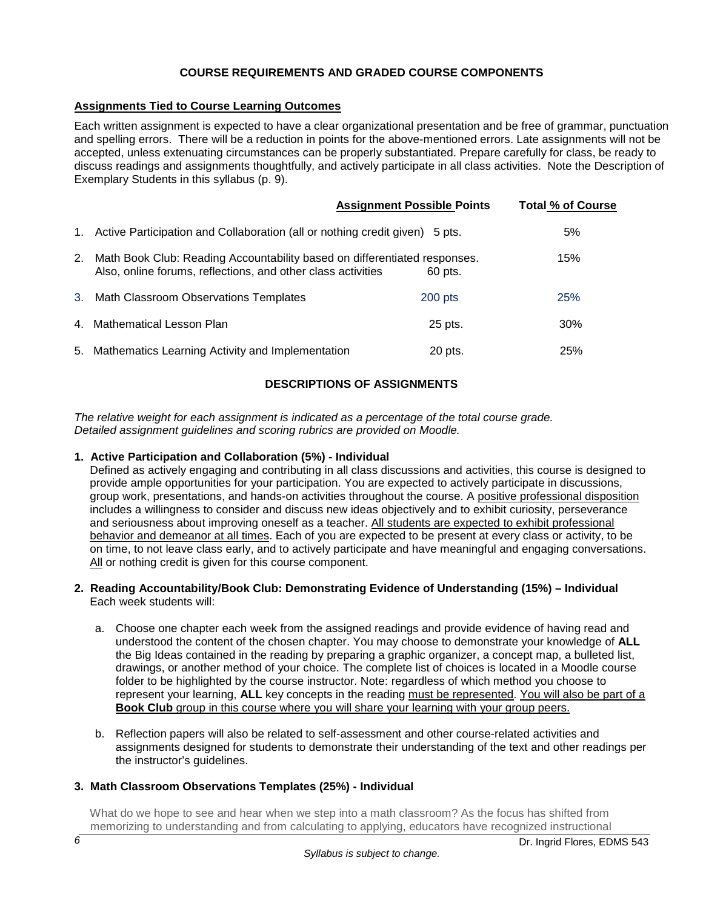## COURSE REQUIREMENTS AND GRADED COURSE COMPONENTS

### Assignments Tied to Course Learning Outcomes

Each written assignment is expected to have a clear organizational presentation and be free of grammar, punctuation and spelling errors. There will be a reduction in points for the above-mentioned errors. Late assignments will not be accepted, unless extenuating circumstances can be properly substantiated. Prepare carefully for class, be ready to discuss readings and assignments thoughtfully, and actively participate in all class activities. Note the Description of Exemplary Students in this syllabus (p. 9).

| | Assignment | Possible Points | Total % of Course |
|---|---|---|---|
| 1. | Active Participation and Collaboration (all or nothing credit given) | 5 pts. | 5% |
| 2. | Math Book Club: Reading Accountability based on differentiated responses. Also, online forums, reflections, and other class activities | 60 pts. | 15% |
| 3. | Math Classroom Observations Templates | 200 pts | 25% |
| 4. | Mathematical Lesson Plan | 25 pts. | 30% |
| 5. | Mathematics Learning Activity and Implementation | 20 pts. | 25% |

## DESCRIPTIONS OF ASSIGNMENTS

*The relative weight for each assignment is indicated as a percentage of the total course grade. Detailed assignment guidelines and scoring rubrics are provided on Moodle.*

**1. Active Participation and Collaboration (5%) - Individual**

Defined as actively engaging and contributing in all class discussions and activities, this course is designed to provide ample opportunities for your participation. You are expected to actively participate in discussions, group work, presentations, and hands-on activities throughout the course. A positive professional disposition includes a willingness to consider and discuss new ideas objectively and to exhibit curiosity, perseverance and seriousness about improving oneself as a teacher. All students are expected to exhibit professional behavior and demeanor at all times. Each of you are expected to be present at every class or activity, to be on time, to not leave class early, and to actively participate and have meaningful and engaging conversations. All or nothing credit is given for this course component.

**2. Reading Accountability/Book Club: Demonstrating Evidence of Understanding (15%) – Individual**

Each week students will:

a. Choose one chapter each week from the assigned readings and provide evidence of having read and understood the content of the chosen chapter. You may choose to demonstrate your knowledge of **ALL** the Big Ideas contained in the reading by preparing a graphic organizer, a concept map, a bulleted list, drawings, or another method of your choice. The complete list of choices is located in a Moodle course folder to be highlighted by the course instructor. Note: regardless of which method you choose to represent your learning, **ALL** key concepts in the reading must be represented. You will also be part of a **Book Club** group in this course where you will share your learning with your group peers.

b. Reflection papers will also be related to self-assessment and other course-related activities and assignments designed for students to demonstrate their understanding of the text and other readings per the instructor's guidelines.

**3. Math Classroom Observations Templates (25%) - Individual**

What do we hope to see and hear when we step into a math classroom? As the focus has shifted from memorizing to understanding and from calculating to applying, educators have recognized instructional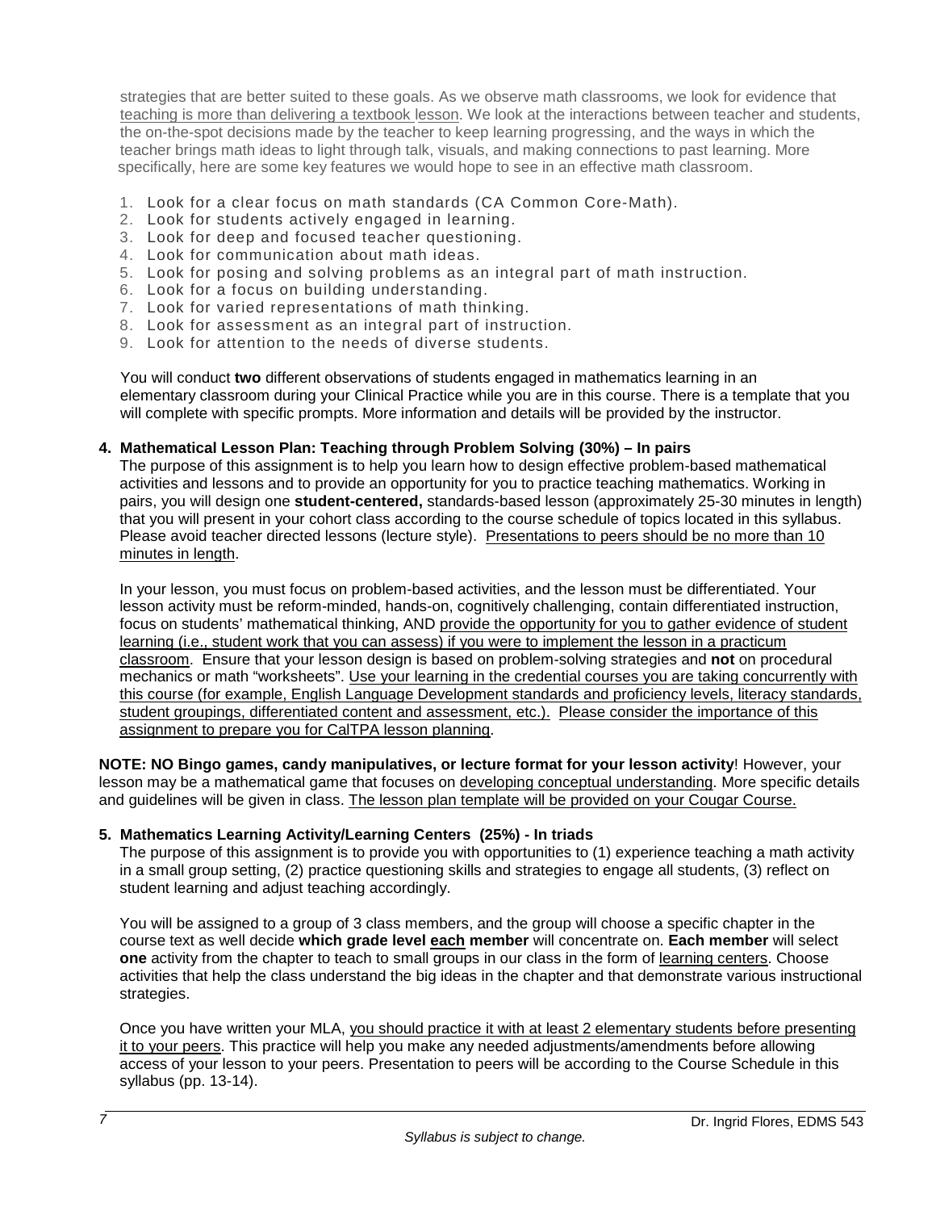strategies that are better suited to these goals. As we observe math classrooms, we look for evidence that teaching is more than delivering a textbook lesson. We look at the interactions between teacher and students, the on-the-spot decisions made by the teacher to keep learning progressing, and the ways in which the teacher brings math ideas to light through talk, visuals, and making connections to past learning. More specifically, here are some key features we would hope to see in an effective math classroom.

1. Look for a clear focus on math standards (CA Common Core-Math).
2. Look for students actively engaged in learning.
3. Look for deep and focused teacher questioning.
4. Look for communication about math ideas.
5. Look for posing and solving problems as an integral part of math instruction.
6. Look for a focus on building understanding.
7. Look for varied representations of math thinking.
8. Look for assessment as an integral part of instruction.
9. Look for attention to the needs of diverse students.

You will conduct **two** different observations of students engaged in mathematics learning in an elementary classroom during your Clinical Practice while you are in this course. There is a template that you will complete with specific prompts. More information and details will be provided by the instructor.

**4. Mathematical Lesson Plan: Teaching through Problem Solving (30%) – In pairs**

The purpose of this assignment is to help you learn how to design effective problem-based mathematical activities and lessons and to provide an opportunity for you to practice teaching mathematics. Working in pairs, you will design one **student-centered,** standards-based lesson (approximately 25-30 minutes in length) that you will present in your cohort class according to the course schedule of topics located in this syllabus. Please avoid teacher directed lessons (lecture style). Presentations to peers should be no more than 10 minutes in length.

In your lesson, you must focus on problem-based activities, and the lesson must be differentiated. Your lesson activity must be reform-minded, hands-on, cognitively challenging, contain differentiated instruction, focus on students' mathematical thinking, AND provide the opportunity for you to gather evidence of student learning (i.e., student work that you can assess) if you were to implement the lesson in a practicum classroom. Ensure that your lesson design is based on problem-solving strategies and **not** on procedural mechanics or math "worksheets". Use your learning in the credential courses you are taking concurrently with this course (for example, English Language Development standards and proficiency levels, literacy standards, student groupings, differentiated content and assessment, etc.). Please consider the importance of this assignment to prepare you for CalTPA lesson planning.

**NOTE: NO Bingo games, candy manipulatives, or lecture format for your lesson activity**! However, your lesson may be a mathematical game that focuses on developing conceptual understanding. More specific details and guidelines will be given in class. The lesson plan template will be provided on your Cougar Course.

**5. Mathematics Learning Activity/Learning Centers (25%) - In triads**

The purpose of this assignment is to provide you with opportunities to (1) experience teaching a math activity in a small group setting, (2) practice questioning skills and strategies to engage all students, (3) reflect on student learning and adjust teaching accordingly.

You will be assigned to a group of 3 class members, and the group will choose a specific chapter in the course text as well decide **which grade level each member** will concentrate on. **Each member** will select **one** activity from the chapter to teach to small groups in our class in the form of learning centers. Choose activities that help the class understand the big ideas in the chapter and that demonstrate various instructional strategies.

Once you have written your MLA, you should practice it with at least 2 elementary students before presenting it to your peers. This practice will help you make any needed adjustments/amendments before allowing access of your lesson to your peers. Presentation to peers will be according to the Course Schedule in this syllabus (pp. 13-14).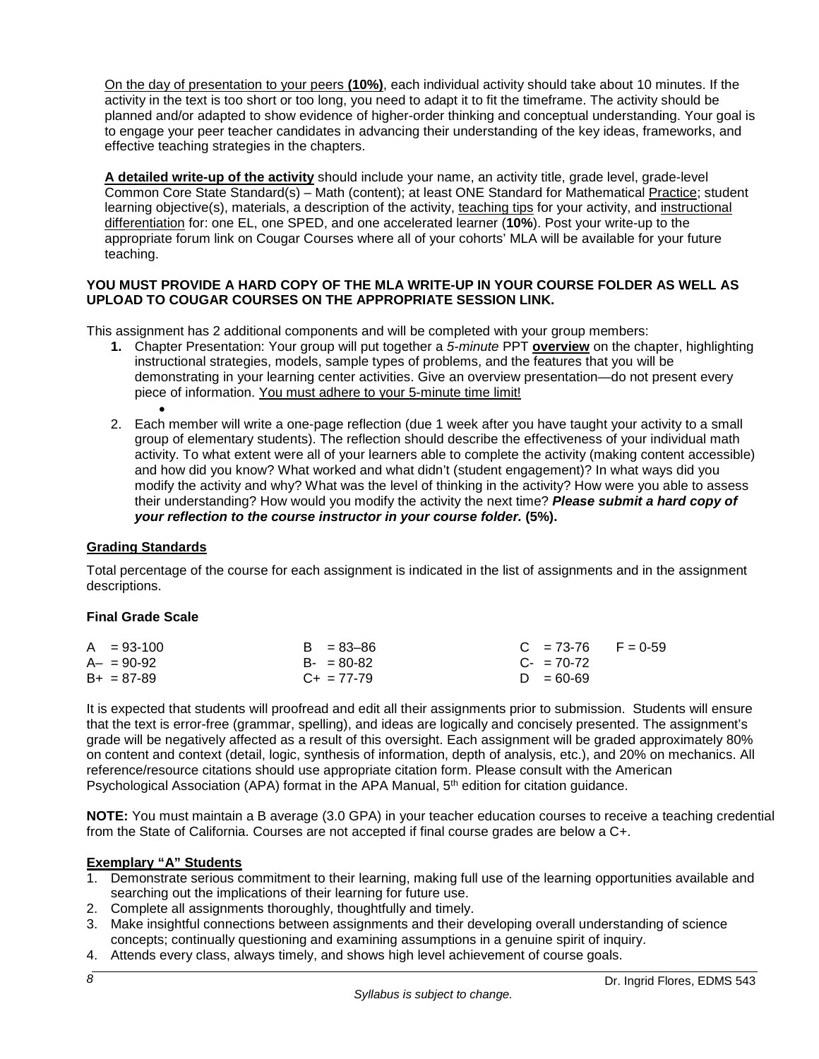On the day of presentation to your peers **(10%)**, each individual activity should take about 10 minutes. If the activity in the text is too short or too long, you need to adapt it to fit the timeframe. The activity should be planned and/or adapted to show evidence of higher-order thinking and conceptual understanding. Your goal is to engage your peer teacher candidates in advancing their understanding of the key ideas, frameworks, and effective teaching strategies in the chapters.

**A detailed write-up of the activity** should include your name, an activity title, grade level, grade-level Common Core State Standard(s) – Math (content); at least ONE Standard for Mathematical Practice; student learning objective(s), materials, a description of the activity, teaching tips for your activity, and instructional differentiation for: one EL, one SPED, and one accelerated learner (**10%**). Post your write-up to the appropriate forum link on Cougar Courses where all of your cohorts' MLA will be available for your future teaching.

**YOU MUST PROVIDE A HARD COPY OF THE MLA WRITE-UP IN YOUR COURSE FOLDER AS WELL AS UPLOAD TO COUGAR COURSES ON THE APPROPRIATE SESSION LINK.**

This assignment has 2 additional components and will be completed with your group members:

1. Chapter Presentation: Your group will put together a *5-minute* PPT **overview** on the chapter, highlighting instructional strategies, models, sample types of problems, and the features that you will be demonstrating in your learning center activities. Give an overview presentation—do not present every piece of information. You must adhere to your 5-minute time limit!
2. Each member will write a one-page reflection (due 1 week after you have taught your activity to a small group of elementary students). The reflection should describe the effectiveness of your individual math activity. To what extent were all of your learners able to complete the activity (making content accessible) and how did you know? What worked and what didn't (student engagement)? In what ways did you modify the activity and why? What was the level of thinking in the activity? How were you able to assess their understanding? How would you modify the activity the next time? ***Please submit a hard copy of your reflection to the course instructor in your course folder.*** **(5%).**

## Grading Standards

Total percentage of the course for each assignment is indicated in the list of assignments and in the assignment descriptions.

### Final Grade Scale

| | | | |
|---|---|---|---|
| A = 93-100 | B = 83–86 | C = 73-76 | F = 0-59 |
| A– = 90-92 | B- = 80-82 | C- = 70-72 | |
| B+ = 87-89 | C+ = 77-79 | D = 60-69 | |

It is expected that students will proofread and edit all their assignments prior to submission. Students will ensure that the text is error-free (grammar, spelling), and ideas are logically and concisely presented. The assignment's grade will be negatively affected as a result of this oversight. Each assignment will be graded approximately 80% on content and context (detail, logic, synthesis of information, depth of analysis, etc.), and 20% on mechanics. All reference/resource citations should use appropriate citation form. Please consult with the American Psychological Association (APA) format in the APA Manual, 5th edition for citation guidance.

**NOTE:** You must maintain a B average (3.0 GPA) in your teacher education courses to receive a teaching credential from the State of California. Courses are not accepted if final course grades are below a C+.

## Exemplary "A" Students

1. Demonstrate serious commitment to their learning, making full use of the learning opportunities available and searching out the implications of their learning for future use.
2. Complete all assignments thoroughly, thoughtfully and timely.
3. Make insightful connections between assignments and their developing overall understanding of science concepts; continually questioning and examining assumptions in a genuine spirit of inquiry.
4. Attends every class, always timely, and shows high level achievement of course goals.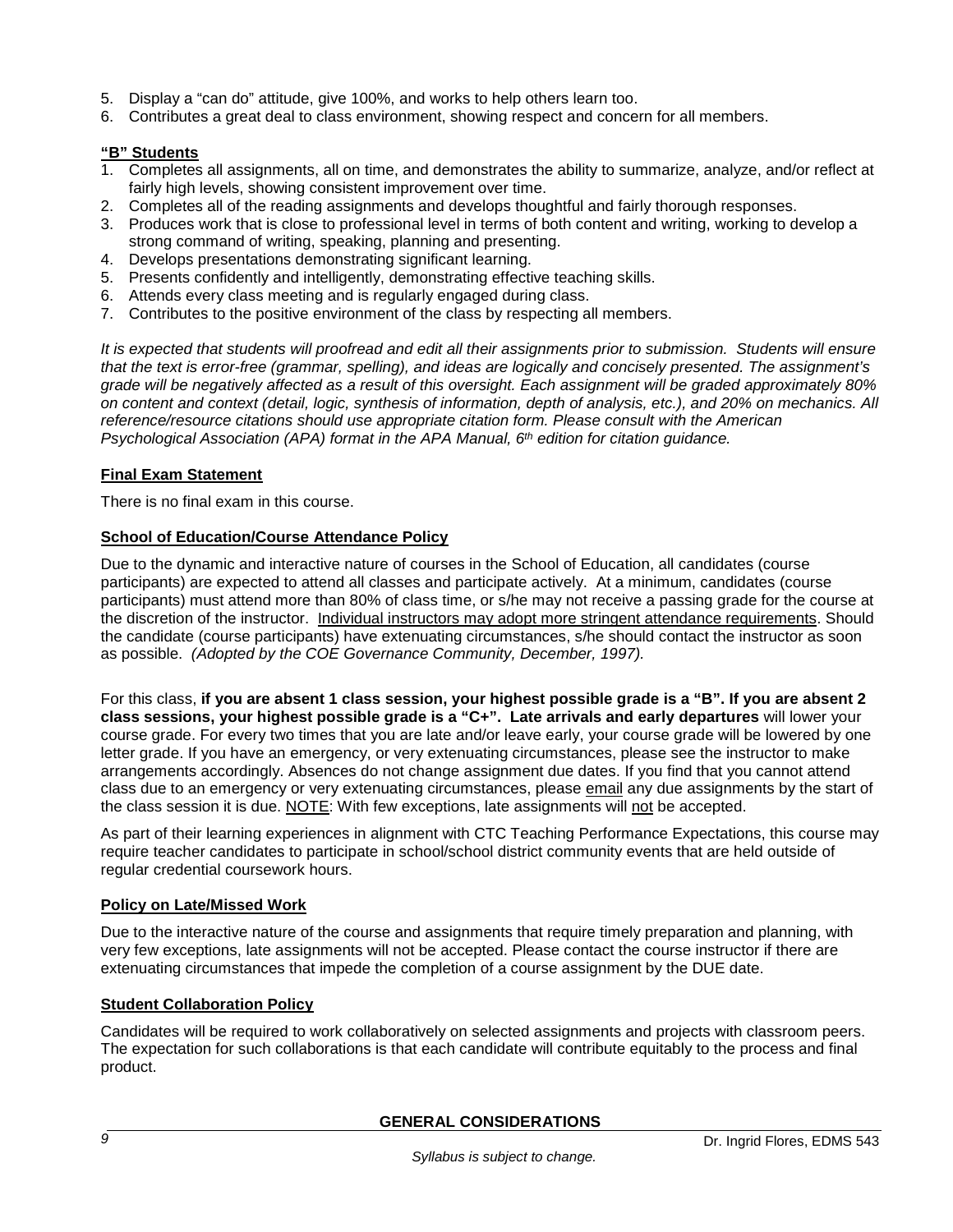5. Display a "can do" attitude, give 100%, and works to help others learn too.
6. Contributes a great deal to class environment, showing respect and concern for all members.

**"B" Students**

1. Completes all assignments, all on time, and demonstrates the ability to summarize, analyze, and/or reflect at fairly high levels, showing consistent improvement over time.
2. Completes all of the reading assignments and develops thoughtful and fairly thorough responses.
3. Produces work that is close to professional level in terms of both content and writing, working to develop a strong command of writing, speaking, planning and presenting.
4. Develops presentations demonstrating significant learning.
5. Presents confidently and intelligently, demonstrating effective teaching skills.
6. Attends every class meeting and is regularly engaged during class.
7. Contributes to the positive environment of the class by respecting all members.

*It is expected that students will proofread and edit all their assignments prior to submission. Students will ensure that the text is error-free (grammar, spelling), and ideas are logically and concisely presented. The assignment's grade will be negatively affected as a result of this oversight. Each assignment will be graded approximately 80% on content and context (detail, logic, synthesis of information, depth of analysis, etc.), and 20% on mechanics. All reference/resource citations should use appropriate citation form. Please consult with the American Psychological Association (APA) format in the APA Manual, 6th edition for citation guidance.*

**Final Exam Statement**

There is no final exam in this course.

**School of Education/Course Attendance Policy**

Due to the dynamic and interactive nature of courses in the School of Education, all candidates (course participants) are expected to attend all classes and participate actively. At a minimum, candidates (course participants) must attend more than 80% of class time, or s/he may not receive a passing grade for the course at the discretion of the instructor. Individual instructors may adopt more stringent attendance requirements. Should the candidate (course participants) have extenuating circumstances, s/he should contact the instructor as soon as possible. *(Adopted by the COE Governance Community, December, 1997).*

For this class, **if you are absent 1 class session, your highest possible grade is a "B". If you are absent 2 class sessions, your highest possible grade is a "C+". Late arrivals and early departures** will lower your course grade. For every two times that you are late and/or leave early, your course grade will be lowered by one letter grade. If you have an emergency, or very extenuating circumstances, please see the instructor to make arrangements accordingly. Absences do not change assignment due dates. If you find that you cannot attend class due to an emergency or very extenuating circumstances, please email any due assignments by the start of the class session it is due. NOTE: With few exceptions, late assignments will not be accepted.

As part of their learning experiences in alignment with CTC Teaching Performance Expectations, this course may require teacher candidates to participate in school/school district community events that are held outside of regular credential coursework hours.

**Policy on Late/Missed Work**

Due to the interactive nature of the course and assignments that require timely preparation and planning, with very few exceptions, late assignments will not be accepted. Please contact the course instructor if there are extenuating circumstances that impede the completion of a course assignment by the DUE date.

**Student Collaboration Policy**

Candidates will be required to work collaboratively on selected assignments and projects with classroom peers. The expectation for such collaborations is that each candidate will contribute equitably to the process and final product.

**GENERAL CONSIDERATIONS**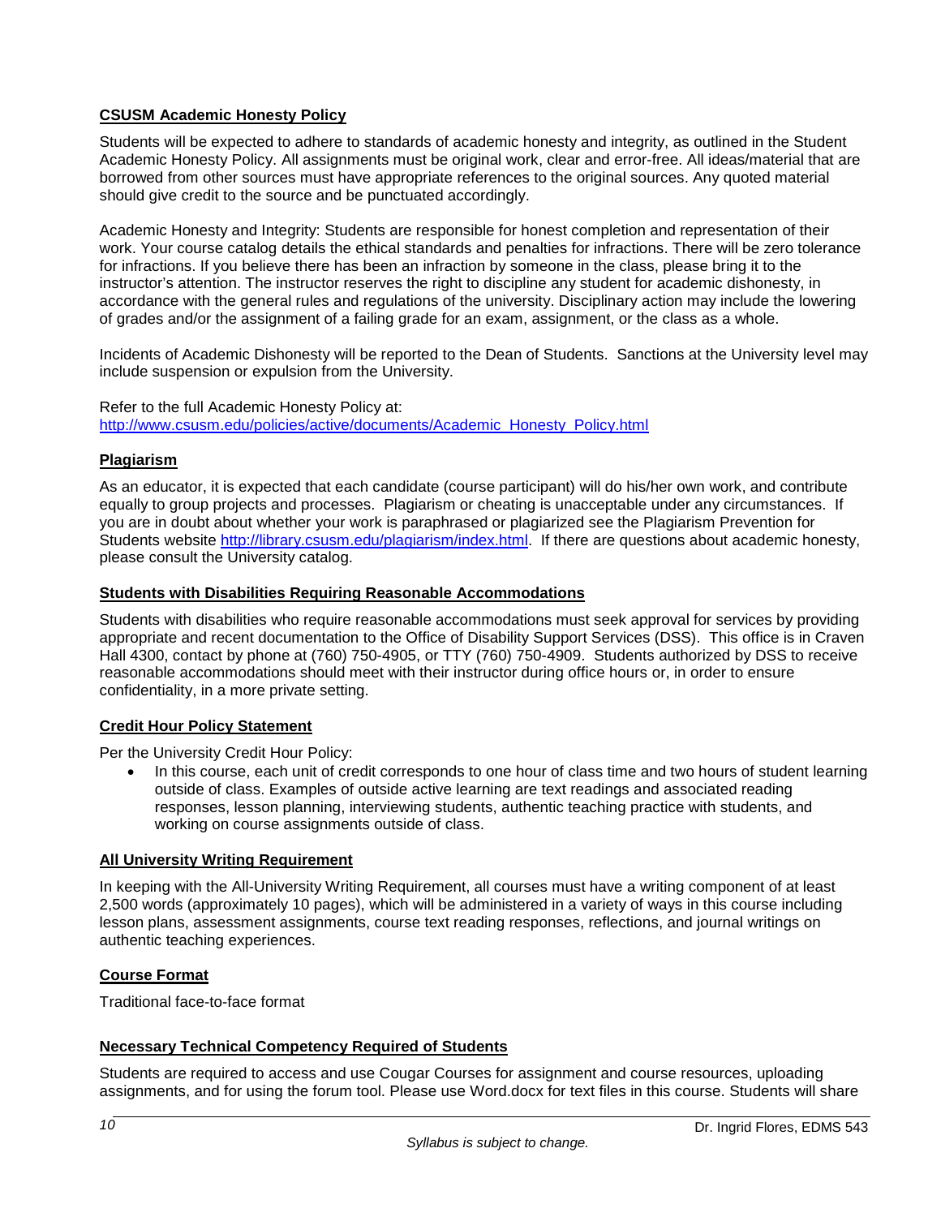### CSUSM Academic Honesty Policy

Students will be expected to adhere to standards of academic honesty and integrity, as outlined in the Student Academic Honesty Policy. All assignments must be original work, clear and error-free. All ideas/material that are borrowed from other sources must have appropriate references to the original sources. Any quoted material should give credit to the source and be punctuated accordingly.

Academic Honesty and Integrity: Students are responsible for honest completion and representation of their work. Your course catalog details the ethical standards and penalties for infractions. There will be zero tolerance for infractions. If you believe there has been an infraction by someone in the class, please bring it to the instructor's attention. The instructor reserves the right to discipline any student for academic dishonesty, in accordance with the general rules and regulations of the university. Disciplinary action may include the lowering of grades and/or the assignment of a failing grade for an exam, assignment, or the class as a whole.

Incidents of Academic Dishonesty will be reported to the Dean of Students. Sanctions at the University level may include suspension or expulsion from the University.

Refer to the full Academic Honesty Policy at:
http://www.csusm.edu/policies/active/documents/Academic_Honesty_Policy.html

### Plagiarism

As an educator, it is expected that each candidate (course participant) will do his/her own work, and contribute equally to group projects and processes. Plagiarism or cheating is unacceptable under any circumstances. If you are in doubt about whether your work is paraphrased or plagiarized see the Plagiarism Prevention for Students website http://library.csusm.edu/plagiarism/index.html. If there are questions about academic honesty, please consult the University catalog.

### Students with Disabilities Requiring Reasonable Accommodations

Students with disabilities who require reasonable accommodations must seek approval for services by providing appropriate and recent documentation to the Office of Disability Support Services (DSS). This office is in Craven Hall 4300, contact by phone at (760) 750-4905, or TTY (760) 750-4909. Students authorized by DSS to receive reasonable accommodations should meet with their instructor during office hours or, in order to ensure confidentiality, in a more private setting.

### Credit Hour Policy Statement

Per the University Credit Hour Policy:

- In this course, each unit of credit corresponds to one hour of class time and two hours of student learning outside of class. Examples of outside active learning are text readings and associated reading responses, lesson planning, interviewing students, authentic teaching practice with students, and working on course assignments outside of class.

### All University Writing Requirement

In keeping with the All-University Writing Requirement, all courses must have a writing component of at least 2,500 words (approximately 10 pages), which will be administered in a variety of ways in this course including lesson plans, assessment assignments, course text reading responses, reflections, and journal writings on authentic teaching experiences.

### Course Format

Traditional face-to-face format

### Necessary Technical Competency Required of Students

Students are required to access and use Cougar Courses for assignment and course resources, uploading assignments, and for using the forum tool. Please use Word.docx for text files in this course. Students will share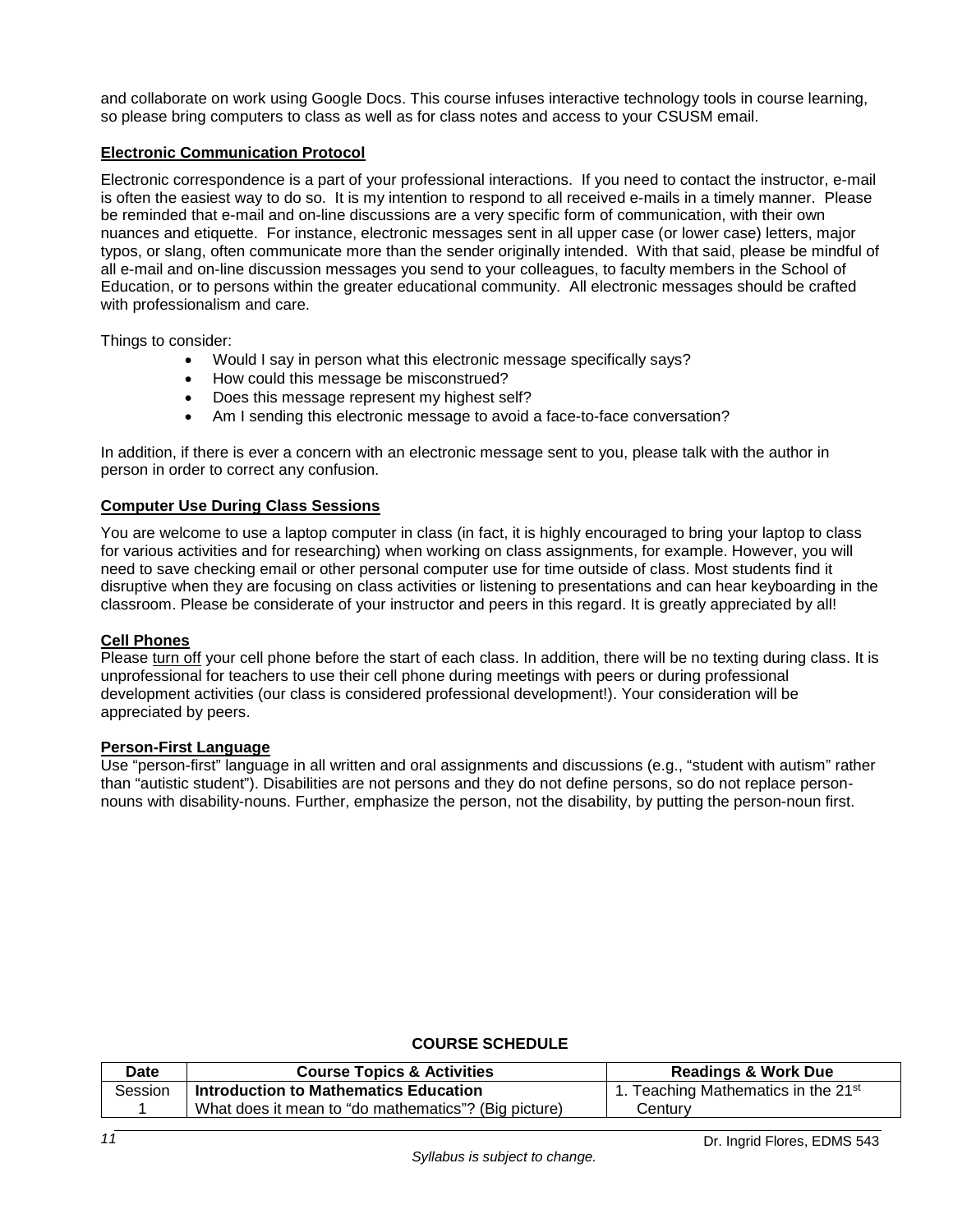and collaborate on work using Google Docs. This course infuses interactive technology tools in course learning, so please bring computers to class as well as for class notes and access to your CSUSM email.

### Electronic Communication Protocol

Electronic correspondence is a part of your professional interactions. If you need to contact the instructor, e-mail is often the easiest way to do so. It is my intention to respond to all received e-mails in a timely manner. Please be reminded that e-mail and on-line discussions are a very specific form of communication, with their own nuances and etiquette. For instance, electronic messages sent in all upper case (or lower case) letters, major typos, or slang, often communicate more than the sender originally intended. With that said, please be mindful of all e-mail and on-line discussion messages you send to your colleagues, to faculty members in the School of Education, or to persons within the greater educational community. All electronic messages should be crafted with professionalism and care.

Things to consider:

- Would I say in person what this electronic message specifically says?
- How could this message be misconstrued?
- Does this message represent my highest self?
- Am I sending this electronic message to avoid a face-to-face conversation?

In addition, if there is ever a concern with an electronic message sent to you, please talk with the author in person in order to correct any confusion.

### Computer Use During Class Sessions

You are welcome to use a laptop computer in class (in fact, it is highly encouraged to bring your laptop to class for various activities and for researching) when working on class assignments, for example. However, you will need to save checking email or other personal computer use for time outside of class. Most students find it disruptive when they are focusing on class activities or listening to presentations and can hear keyboarding in the classroom. Please be considerate of your instructor and peers in this regard. It is greatly appreciated by all!

### Cell Phones

Please turn off your cell phone before the start of each class. In addition, there will be no texting during class. It is unprofessional for teachers to use their cell phone during meetings with peers or during professional development activities (our class is considered professional development!). Your consideration will be appreciated by peers.

### Person-First Language

Use "person-first" language in all written and oral assignments and discussions (e.g., "student with autism" rather than "autistic student"). Disabilities are not persons and they do not define persons, so do not replace person-nouns with disability-nouns. Further, emphasize the person, not the disability, by putting the person-noun first.

## COURSE SCHEDULE

| Date | Course Topics & Activities | Readings & Work Due |
|---|---|---|
| Session 1 | **Introduction to Mathematics Education** What does it mean to "do mathematics"? (Big picture) | 1. Teaching Mathematics in the 21st Century |

*Syllabus is subject to change.*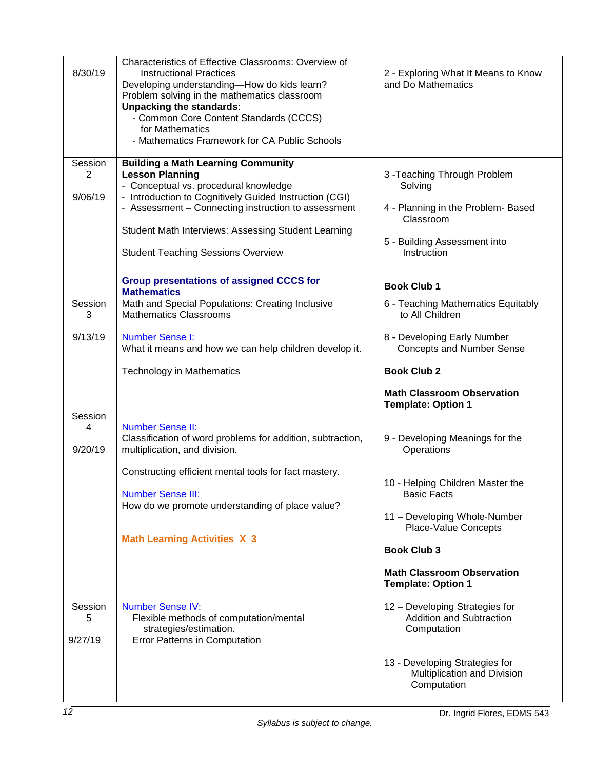| | | |
|---|---|---|
| 8/30/19 | Characteristics of Effective Classrooms: Overview of Instructional Practices<br>Developing understanding—How do kids learn?<br>Problem solving in the mathematics classroom<br>**Unpacking the standards**:<br>- Common Core Content Standards (CCCS) for Mathematics<br>- Mathematics Framework for CA Public Schools | 2 - Exploring What It Means to Know and Do Mathematics |
| Session 2<br><br>9/06/19 | **Building a Math Learning Community**<br>**Lesson Planning**<br>- Conceptual vs. procedural knowledge<br>- Introduction to Cognitively Guided Instruction (CGI)<br>- Assessment – Connecting instruction to assessment<br><br>Student Math Interviews: Assessing Student Learning<br><br>Student Teaching Sessions Overview<br><br>**Group presentations of assigned CCCS for Mathematics** | 3 -Teaching Through Problem Solving<br><br>4 - Planning in the Problem- Based Classroom<br><br>5 - Building Assessment into Instruction<br><br>**Book Club 1** |
| Session 3<br><br>9/13/19 | Math and Special Populations: Creating Inclusive Mathematics Classrooms<br><br>Number Sense I:<br>What it means and how we can help children develop it.<br><br>Technology in Mathematics | 6 - Teaching Mathematics Equitably to All Children<br><br>8 **-** Developing Early Number Concepts and Number Sense<br><br>**Book Club 2**<br><br>**Math Classroom Observation Template: Option 1** |
| Session 4<br><br>9/20/19 | Number Sense II:<br>Classification of word problems for addition, subtraction, multiplication, and division.<br><br>Constructing efficient mental tools for fact mastery.<br><br>Number Sense III:<br>How do we promote understanding of place value?<br><br>**Math Learning Activities X 3** | 9 - Developing Meanings for the Operations<br><br>10 - Helping Children Master the Basic Facts<br><br>11 – Developing Whole-Number Place-Value Concepts<br><br>**Book Club 3**<br><br>**Math Classroom Observation Template: Option 1** |
| Session 5<br><br>9/27/19 | Number Sense IV:<br>Flexible methods of computation/mental strategies/estimation.<br>Error Patterns in Computation | 12 – Developing Strategies for Addition and Subtraction Computation<br><br>13 - Developing Strategies for Multiplication and Division Computation |

*Syllabus is subject to change.*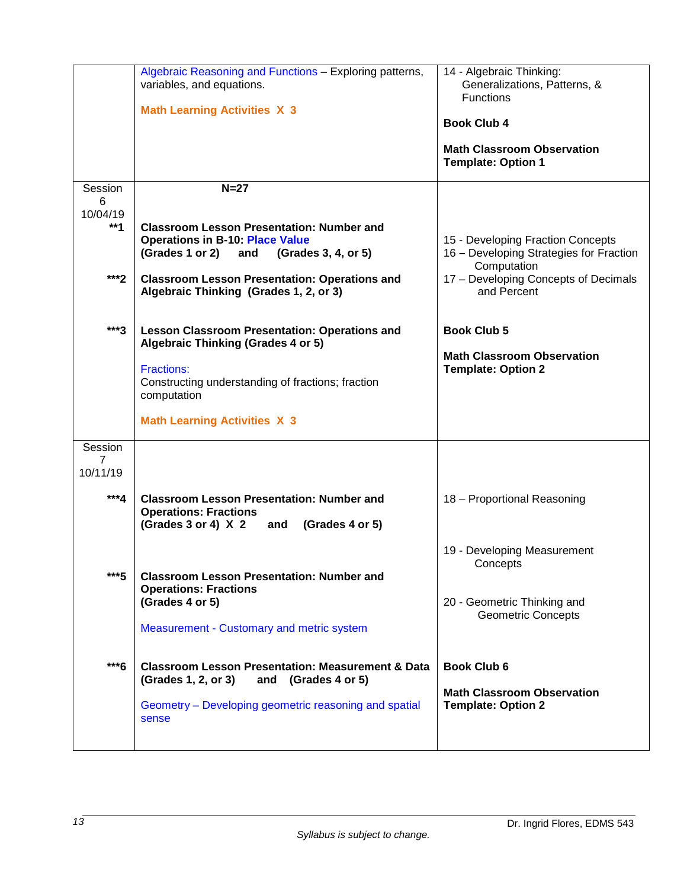| | | |
|---|---|---|
| | Algebraic Reasoning and Functions – Exploring patterns, variables, and equations.<br><br>**Math Learning Activities X 3** | 14 - Algebraic Thinking: Generalizations, Patterns, & Functions<br><br>**Book Club 4**<br><br>**Math Classroom Observation Template: Option 1** |
| Session 6<br>10/04/19<br><br>**1<br><br>***2<br><br>***3 | **N=27**<br><br>**Classroom Lesson Presentation: Number and Operations in B-10: Place Value (Grades 1 or 2) and (Grades 3, 4, or 5)**<br><br>**Classroom Lesson Presentation: Operations and Algebraic Thinking (Grades 1, 2, or 3)**<br><br>**Lesson Classroom Presentation: Operations and Algebraic Thinking (Grades 4 or 5)**<br><br>Fractions:<br>Constructing understanding of fractions; fraction computation<br><br>**Math Learning Activities X 3** | 15 - Developing Fraction Concepts<br>16 **–** Developing Strategies for Fraction Computation<br>17 – Developing Concepts of Decimals and Percent<br><br>**Book Club 5**<br><br>**Math Classroom Observation Template: Option 2** |
| Session 7<br>10/11/19<br><br>***4<br><br>***5<br><br>***6 | **Classroom Lesson Presentation: Number and Operations: Fractions (Grades 3 or 4) X 2 and (Grades 4 or 5)**<br><br>**Classroom Lesson Presentation: Number and Operations: Fractions (Grades 4 or 5)**<br><br>Measurement - Customary and metric system<br><br>**Classroom Lesson Presentation: Measurement & Data (Grades 1, 2, or 3) and (Grades 4 or 5)**<br><br>Geometry – Developing geometric reasoning and spatial sense | 18 – Proportional Reasoning<br><br>19 - Developing Measurement Concepts<br><br>20 - Geometric Thinking and Geometric Concepts<br><br>**Book Club 6**<br><br>**Math Classroom Observation Template: Option 2** |

*Syllabus is subject to change.*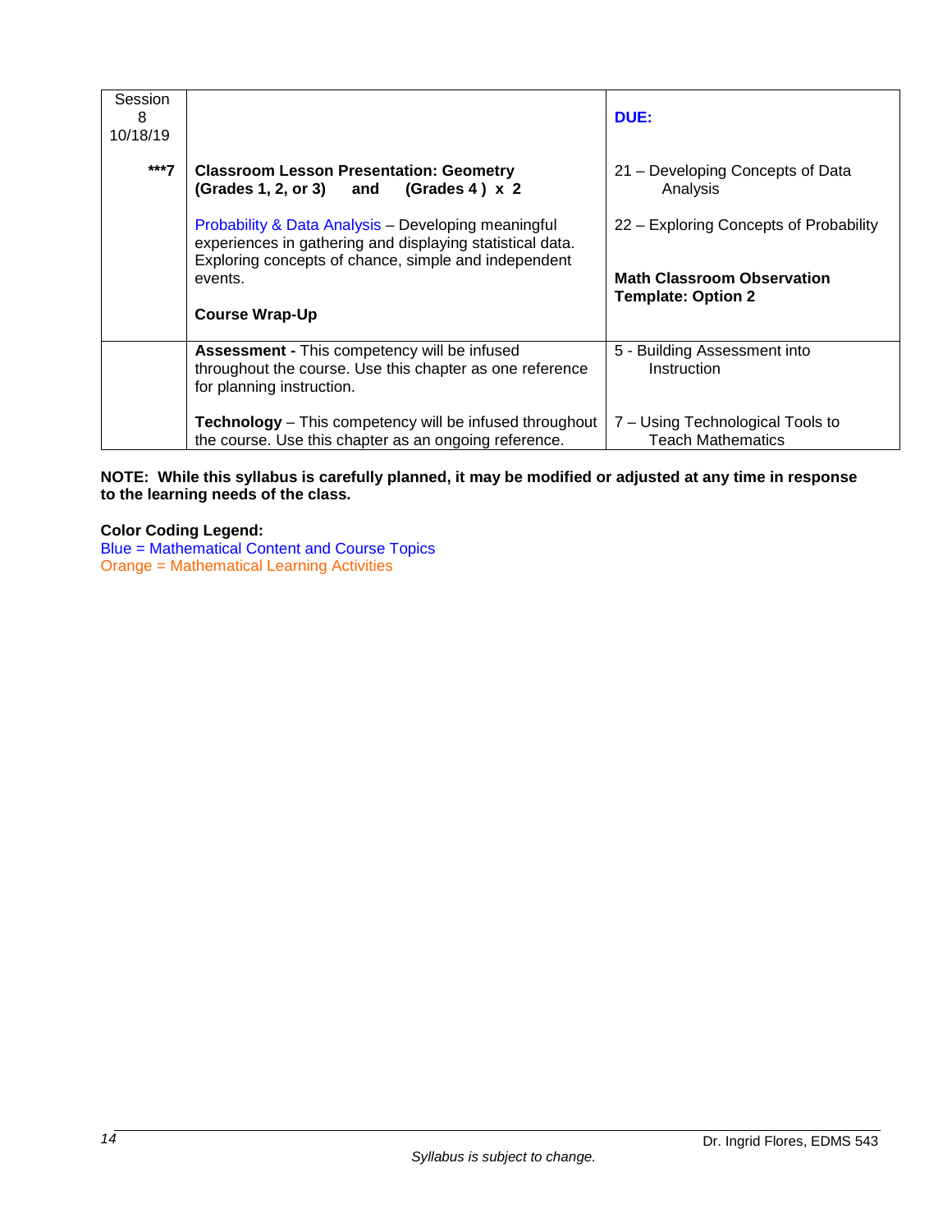| Session 8 10/18/19<br><br>***7 | <br><br>**Classroom Lesson Presentation: Geometry (Grades 1, 2, or 3) and (Grades 4 ) x 2**<br><br>Probability & Data Analysis – Developing meaningful experiences in gathering and displaying statistical data. Exploring concepts of chance, simple and independent events.<br><br>**Course Wrap-Up** | **DUE:**<br><br>21 – Developing Concepts of Data Analysis<br><br>22 – Exploring Concepts of Probability<br><br>**Math Classroom Observation Template: Option 2** |
|---|---|---|
| | **Assessment -** This competency will be infused throughout the course. Use this chapter as one reference for planning instruction.<br><br>**Technology** – This competency will be infused throughout the course. Use this chapter as an ongoing reference. | 5 - Building Assessment into Instruction<br><br>7 – Using Technological Tools to Teach Mathematics |

**NOTE: While this syllabus is carefully planned, it may be modified or adjusted at any time in response to the learning needs of the class.**

**Color Coding Legend:**
Blue = Mathematical Content and Course Topics
Orange = Mathematical Learning Activities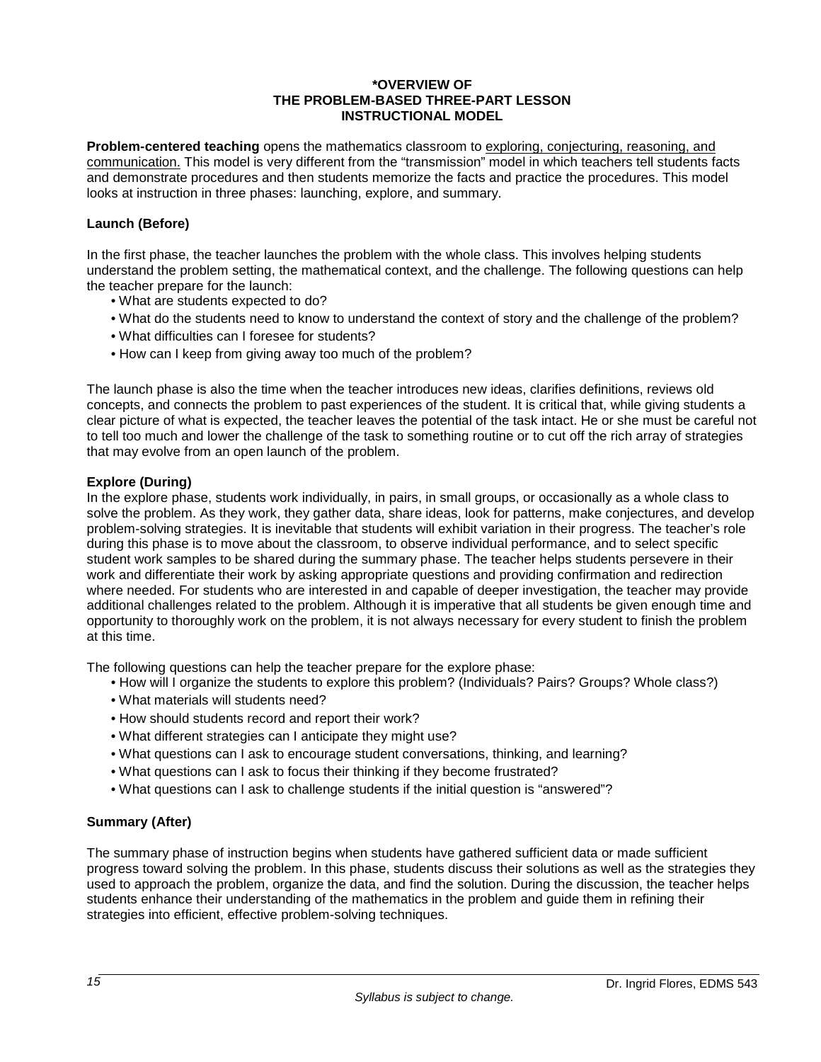# *OVERVIEW OF THE PROBLEM-BASED THREE-PART LESSON INSTRUCTIONAL MODEL

**Problem-centered teaching** opens the mathematics classroom to exploring, conjecturing, reasoning, and communication. This model is very different from the "transmission" model in which teachers tell students facts and demonstrate procedures and then students memorize the facts and practice the procedures. This model looks at instruction in three phases: launching, explore, and summary.

### Launch (Before)

In the first phase, the teacher launches the problem with the whole class. This involves helping students understand the problem setting, the mathematical context, and the challenge. The following questions can help the teacher prepare for the launch:

- What are students expected to do?
- What do the students need to know to understand the context of story and the challenge of the problem?
- What difficulties can I foresee for students?
- How can I keep from giving away too much of the problem?

The launch phase is also the time when the teacher introduces new ideas, clarifies definitions, reviews old concepts, and connects the problem to past experiences of the student. It is critical that, while giving students a clear picture of what is expected, the teacher leaves the potential of the task intact. He or she must be careful not to tell too much and lower the challenge of the task to something routine or to cut off the rich array of strategies that may evolve from an open launch of the problem.

### Explore (During)

In the explore phase, students work individually, in pairs, in small groups, or occasionally as a whole class to solve the problem. As they work, they gather data, share ideas, look for patterns, make conjectures, and develop problem-solving strategies. It is inevitable that students will exhibit variation in their progress. The teacher's role during this phase is to move about the classroom, to observe individual performance, and to select specific student work samples to be shared during the summary phase. The teacher helps students persevere in their work and differentiate their work by asking appropriate questions and providing confirmation and redirection where needed. For students who are interested in and capable of deeper investigation, the teacher may provide additional challenges related to the problem. Although it is imperative that all students be given enough time and opportunity to thoroughly work on the problem, it is not always necessary for every student to finish the problem at this time.

The following questions can help the teacher prepare for the explore phase:

- How will I organize the students to explore this problem? (Individuals? Pairs? Groups? Whole class?)
- What materials will students need?
- How should students record and report their work?
- What different strategies can I anticipate they might use?
- What questions can I ask to encourage student conversations, thinking, and learning?
- What questions can I ask to focus their thinking if they become frustrated?
- What questions can I ask to challenge students if the initial question is "answered"?

### Summary (After)

The summary phase of instruction begins when students have gathered sufficient data or made sufficient progress toward solving the problem. In this phase, students discuss their solutions as well as the strategies they used to approach the problem, organize the data, and find the solution. During the discussion, the teacher helps students enhance their understanding of the mathematics in the problem and guide them in refining their strategies into efficient, effective problem-solving techniques.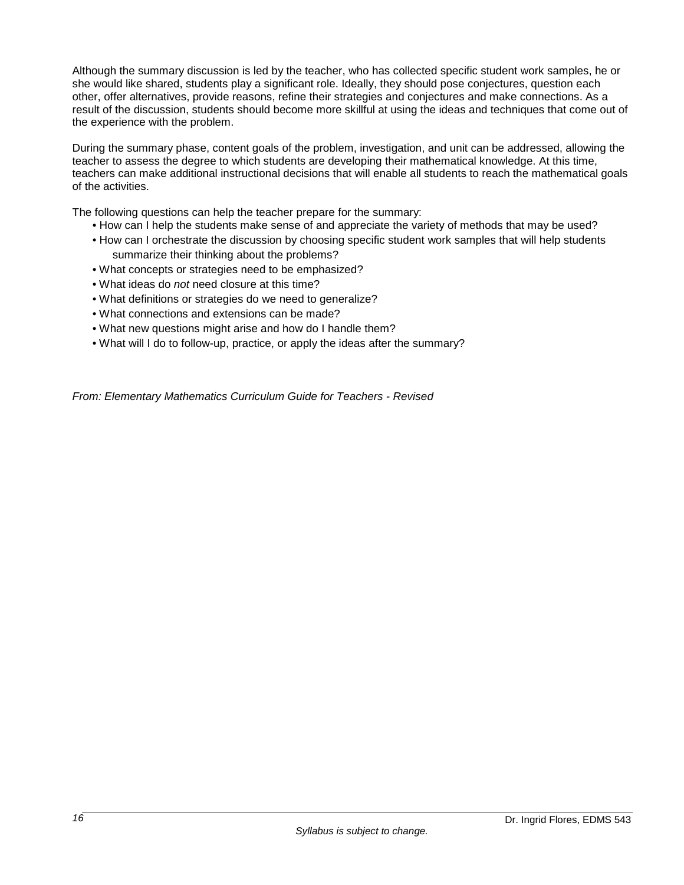Although the summary discussion is led by the teacher, who has collected specific student work samples, he or she would like shared, students play a significant role. Ideally, they should pose conjectures, question each other, offer alternatives, provide reasons, refine their strategies and conjectures and make connections. As a result of the discussion, students should become more skillful at using the ideas and techniques that come out of the experience with the problem.

During the summary phase, content goals of the problem, investigation, and unit can be addressed, allowing the teacher to assess the degree to which students are developing their mathematical knowledge. At this time, teachers can make additional instructional decisions that will enable all students to reach the mathematical goals of the activities.

The following questions can help the teacher prepare for the summary:

- How can I help the students make sense of and appreciate the variety of methods that may be used?
- How can I orchestrate the discussion by choosing specific student work samples that will help students summarize their thinking about the problems?
- What concepts or strategies need to be emphasized?
- What ideas do *not* need closure at this time?
- What definitions or strategies do we need to generalize?
- What connections and extensions can be made?
- What new questions might arise and how do I handle them?
- What will I do to follow-up, practice, or apply the ideas after the summary?

*From: Elementary Mathematics Curriculum Guide for Teachers - Revised*